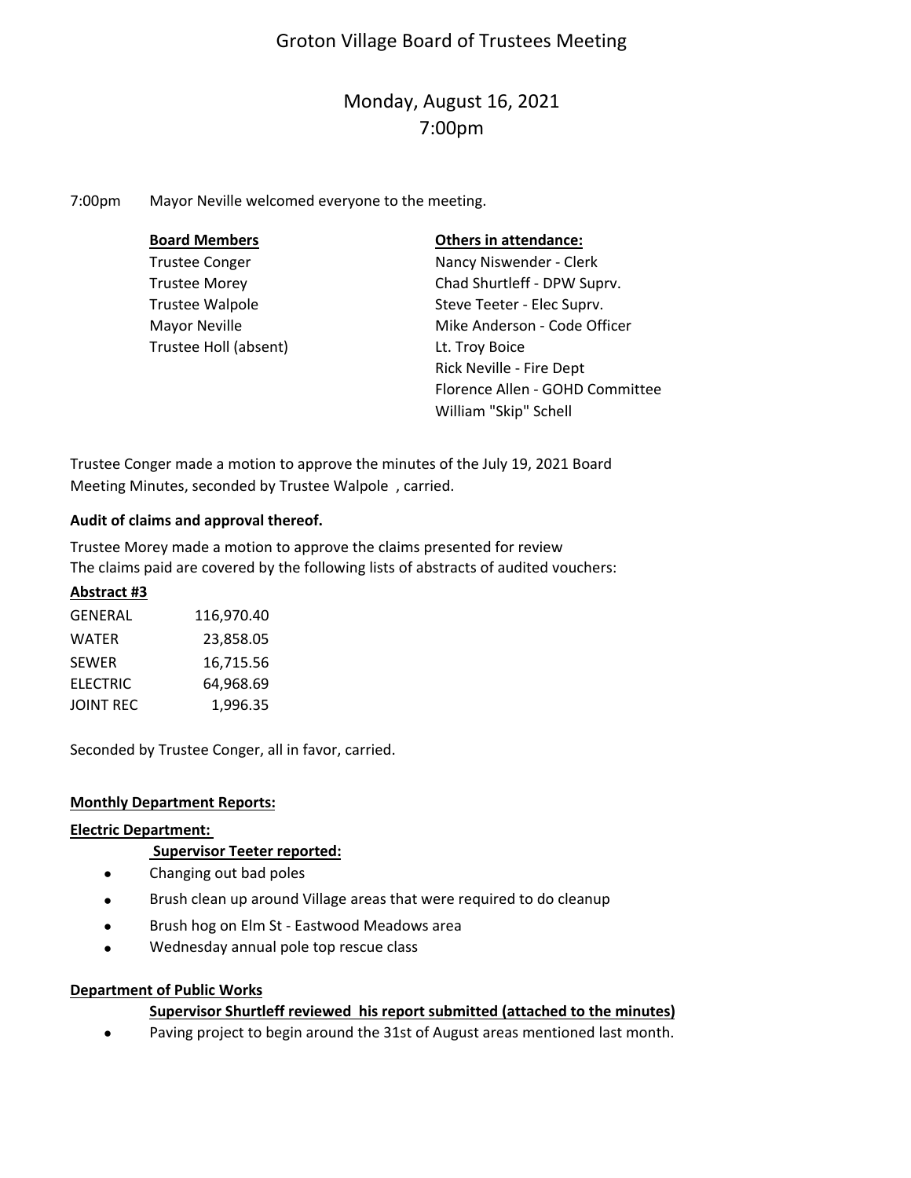# Groton Village Board of Trustees Meeting

## Monday, August 16, 2021
## 7:00pm

7:00pm Mayor Neville welcomed everyone to the meeting.

| **Board Members** | **Others in attendance:** |
|---|---|
| Trustee Conger | Nancy Niswender - Clerk |
| Trustee Morey | Chad Shurtleff - DPW Suprv. |
| Trustee Walpole | Steve Teeter - Elec Suprv. |
| Mayor Neville | Mike Anderson - Code Officer |
| Trustee Holl (absent) | Lt. Troy Boice |
| | Rick Neville - Fire Dept |
| | Florence Allen - GOHD Committee |
| | William "Skip" Schell |

Trustee Conger made a motion to approve the minutes of the July 19, 2021 Board Meeting Minutes, seconded by Trustee Walpole , carried.

**Audit of claims and approval thereof.**

Trustee Morey made a motion to approve the claims presented for review
The claims paid are covered by the following lists of abstracts of audited vouchers:

**Abstract #3**

| | |
|---|---|
| GENERAL | 116,970.40 |
| WATER | 23,858.05 |
| SEWER | 16,715.56 |
| ELECTRIC | 64,968.69 |
| JOINT REC | 1,996.35 |

Seconded by Trustee Conger, all in favor, carried.

**Monthly Department Reports:**

**Electric Department:**

**Supervisor Teeter reported:**

- Changing out bad poles
- Brush clean up around Village areas that were required to do cleanup
- Brush hog on Elm St - Eastwood Meadows area
- Wednesday annual pole top rescue class

**Department of Public Works**

**Supervisor Shurtleff reviewed his report submitted (attached to the minutes)**

- Paving project to begin around the 31st of August areas mentioned last month.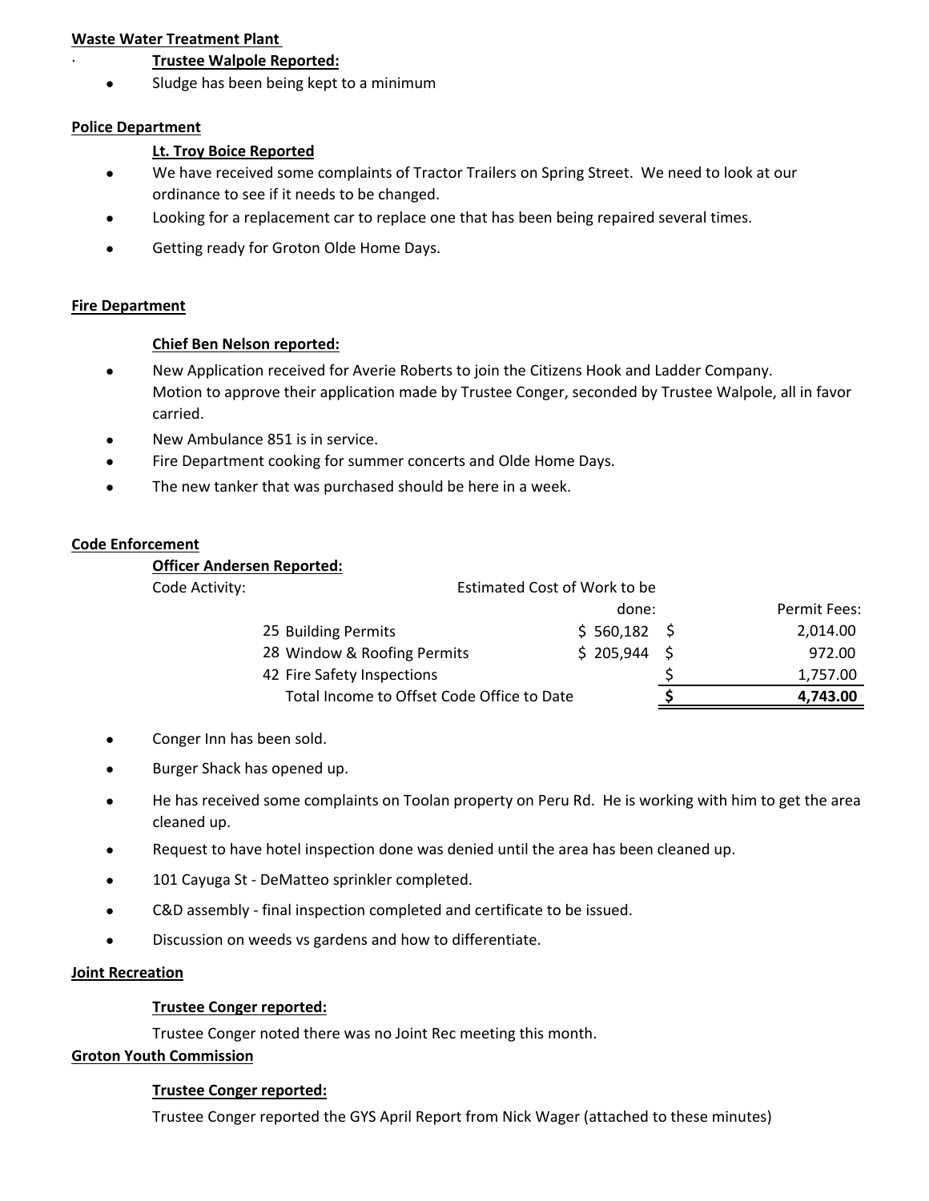**Waste Water Treatment Plant**

·

**Trustee Walpole Reported:**

- Sludge has been being kept to a minimum

**Police Department**

**Lt. Troy Boice Reported**

- We have received some complaints of Tractor Trailers on Spring Street. We need to look at our ordinance to see if it needs to be changed.
- Looking for a replacement car to replace one that has been being repaired several times.
- Getting ready for Groton Olde Home Days.

**Fire Department**

**Chief Ben Nelson reported:**

- New Application received for Averie Roberts to join the Citizens Hook and Ladder Company. Motion to approve their application made by Trustee Conger, seconded by Trustee Walpole, all in favor carried.
- New Ambulance 851 is in service.
- Fire Department cooking for summer concerts and Olde Home Days.
- The new tanker that was purchased should be here in a week.

**Code Enforcement**

**Officer Andersen Reported:**

| Code Activity: | Estimated Cost of Work to be done: | Permit Fees: |
|---|---|---|
| 25 Building Permits | $ 560,182 | $ 2,014.00 |
| 28 Window & Roofing Permits | $ 205,944 | $ 972.00 |
| 42 Fire Safety Inspections | | $ 1,757.00 |
| Total Income to Offset Code Office to Date | | **$ 4,743.00** |

- Conger Inn has been sold.
- Burger Shack has opened up.
- He has received some complaints on Toolan property on Peru Rd. He is working with him to get the area cleaned up.
- Request to have hotel inspection done was denied until the area has been cleaned up.
- 101 Cayuga St - DeMatteo sprinkler completed.
- C&D assembly - final inspection completed and certificate to be issued.
- Discussion on weeds vs gardens and how to differentiate.

**Joint Recreation**

**Trustee Conger reported:**

Trustee Conger noted there was no Joint Rec meeting this month.

**Groton Youth Commission**

**Trustee Conger reported:**

Trustee Conger reported the GYS April Report from Nick Wager (attached to these minutes)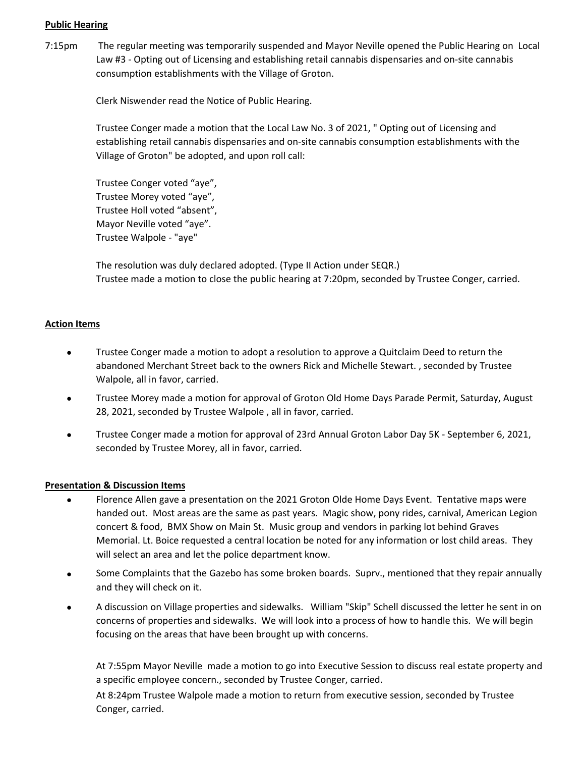**Public Hearing**

7:15pm The regular meeting was temporarily suspended and Mayor Neville opened the Public Hearing on Local Law #3 - Opting out of Licensing and establishing retail cannabis dispensaries and on-site cannabis consumption establishments with the Village of Groton.

Clerk Niswender read the Notice of Public Hearing.

Trustee Conger made a motion that the Local Law No. 3 of 2021, " Opting out of Licensing and establishing retail cannabis dispensaries and on-site cannabis consumption establishments with the Village of Groton" be adopted, and upon roll call:

Trustee Conger voted “aye”,
Trustee Morey voted “aye”,
Trustee Holl voted “absent”,
Mayor Neville voted “aye”.
Trustee Walpole - "aye"

The resolution was duly declared adopted. (Type II Action under SEQR.)
Trustee made a motion to close the public hearing at 7:20pm, seconded by Trustee Conger, carried.

**Action Items**

- Trustee Conger made a motion to adopt a resolution to approve a Quitclaim Deed to return the abandoned Merchant Street back to the owners Rick and Michelle Stewart. , seconded by Trustee Walpole, all in favor, carried.
- Trustee Morey made a motion for approval of Groton Old Home Days Parade Permit, Saturday, August 28, 2021, seconded by Trustee Walpole , all in favor, carried.
- Trustee Conger made a motion for approval of 23rd Annual Groton Labor Day 5K - September 6, 2021, seconded by Trustee Morey, all in favor, carried.

**Presentation & Discussion Items**

- Florence Allen gave a presentation on the 2021 Groton Olde Home Days Event. Tentative maps were handed out. Most areas are the same as past years. Magic show, pony rides, carnival, American Legion concert & food, BMX Show on Main St. Music group and vendors in parking lot behind Graves Memorial. Lt. Boice requested a central location be noted for any information or lost child areas. They will select an area and let the police department know.
- Some Complaints that the Gazebo has some broken boards. Suprv., mentioned that they repair annually and they will check on it.
- A discussion on Village properties and sidewalks. William "Skip" Schell discussed the letter he sent in on concerns of properties and sidewalks. We will look into a process of how to handle this. We will begin focusing on the areas that have been brought up with concerns.

At 7:55pm Mayor Neville made a motion to go into Executive Session to discuss real estate property and a specific employee concern., seconded by Trustee Conger, carried.

At 8:24pm Trustee Walpole made a motion to return from executive session, seconded by Trustee Conger, carried.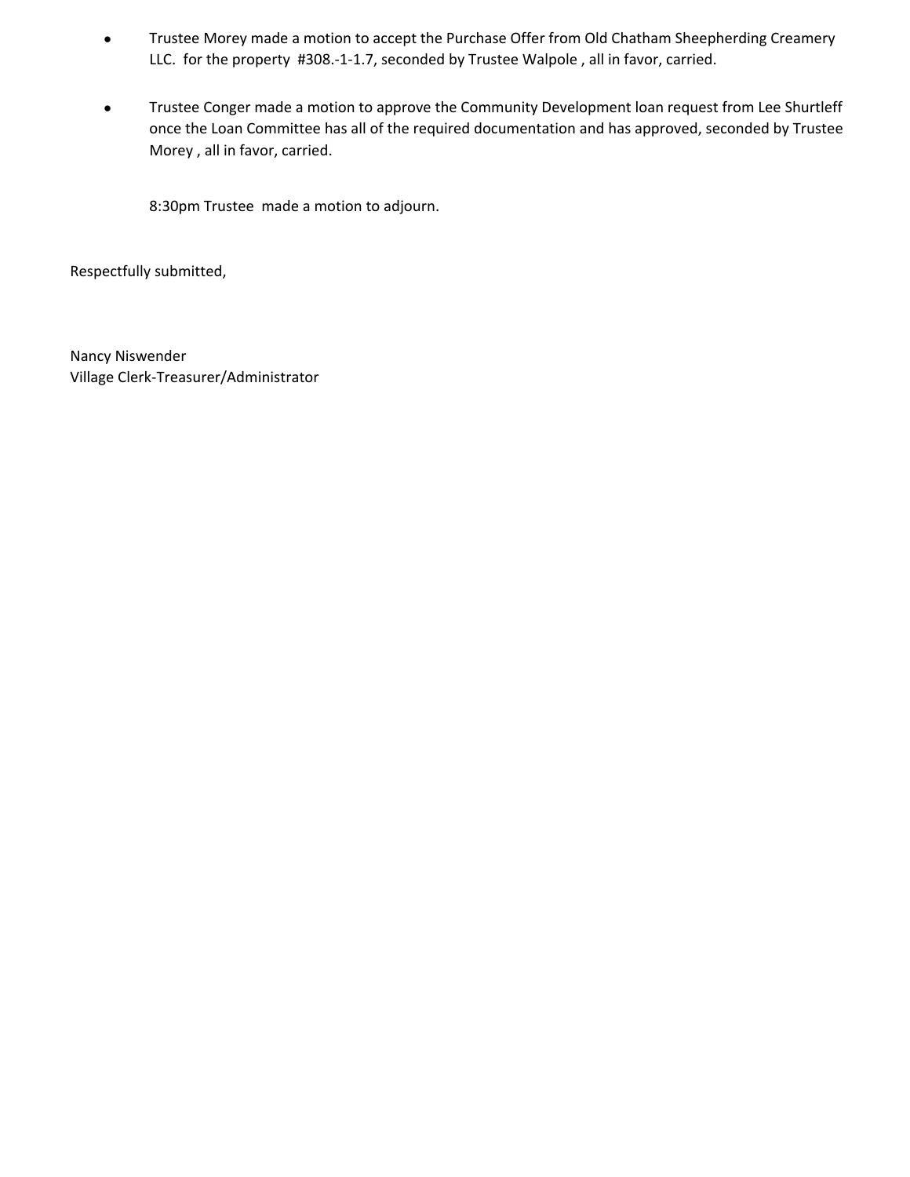- Trustee Morey made a motion to accept the Purchase Offer from Old Chatham Sheepherding Creamery LLC. for the property #308.-1-1.7, seconded by Trustee Walpole , all in favor, carried.

- Trustee Conger made a motion to approve the Community Development loan request from Lee Shurtleff once the Loan Committee has all of the required documentation and has approved, seconded by Trustee Morey , all in favor, carried.

  8:30pm Trustee made a motion to adjourn.

Respectfully submitted,

Nancy Niswender
Village Clerk-Treasurer/Administrator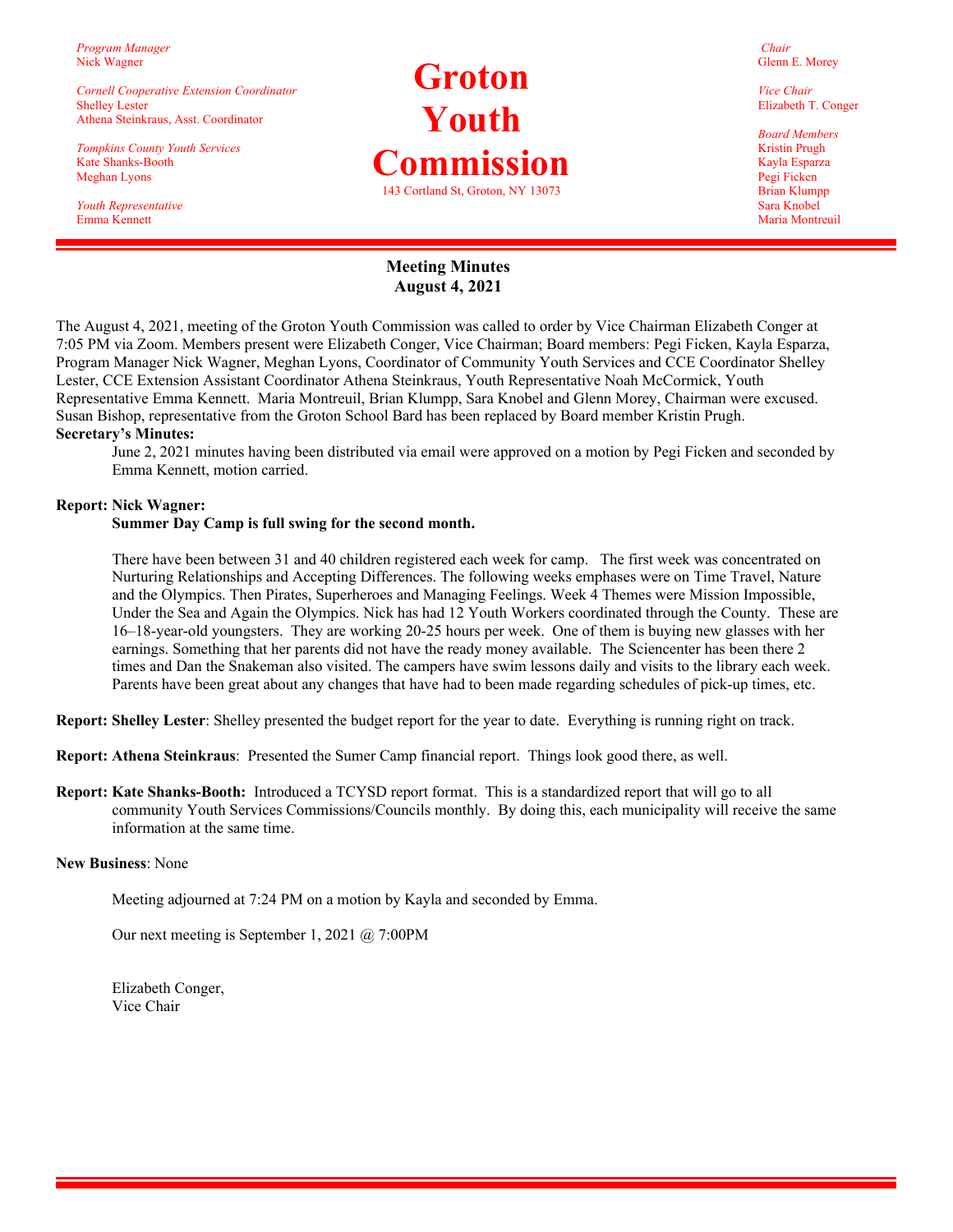*Program Manager*
Nick Wagner

*Cornell Cooperative Extension Coordinator*
Shelley Lester
Athena Steinkraus, Asst. Coordinator

*Tompkins County Youth Services*
Kate Shanks-Booth
Meghan Lyons

*Youth Representative*
Emma Kennett

# Groton Youth Commission

143 Cortland St, Groton, NY 13073

*Chair*
Glenn E. Morey

*Vice Chair*
Elizabeth T. Conger

*Board Members*
Kristin Prugh
Kayla Esparza
Pegi Ficken
Brian Klumpp
Sara Knobel
Maria Montreuil

---

## Meeting Minutes
## August 4, 2021

The August 4, 2021, meeting of the Groton Youth Commission was called to order by Vice Chairman Elizabeth Conger at 7:05 PM via Zoom. Members present were Elizabeth Conger, Vice Chairman; Board members: Pegi Ficken, Kayla Esparza, Program Manager Nick Wagner, Meghan Lyons, Coordinator of Community Youth Services and CCE Coordinator Shelley Lester, CCE Extension Assistant Coordinator Athena Steinkraus, Youth Representative Noah McCormick, Youth Representative Emma Kennett. Maria Montreuil, Brian Klumpp, Sara Knobel and Glenn Morey, Chairman were excused. Susan Bishop, representative from the Groton School Bard has been replaced by Board member Kristin Prugh.

**Secretary's Minutes:**

June 2, 2021 minutes having been distributed via email were approved on a motion by Pegi Ficken and seconded by Emma Kennett, motion carried.

**Report: Nick Wagner:**

**Summer Day Camp is full swing for the second month.**

There have been between 31 and 40 children registered each week for camp. The first week was concentrated on Nurturing Relationships and Accepting Differences. The following weeks emphases were on Time Travel, Nature and the Olympics. Then Pirates, Superheroes and Managing Feelings. Week 4 Themes were Mission Impossible, Under the Sea and Again the Olympics. Nick has had 12 Youth Workers coordinated through the County. These are 16–18-year-old youngsters. They are working 20-25 hours per week. One of them is buying new glasses with her earnings. Something that her parents did not have the ready money available. The Sciencenter has been there 2 times and Dan the Snakeman also visited. The campers have swim lessons daily and visits to the library each week. Parents have been great about any changes that have had to been made regarding schedules of pick-up times, etc.

**Report: Shelley Lester**: Shelley presented the budget report for the year to date. Everything is running right on track.

**Report: Athena Steinkraus**: Presented the Sumer Camp financial report. Things look good there, as well.

**Report: Kate Shanks-Booth:** Introduced a TCYSD report format. This is a standardized report that will go to all community Youth Services Commissions/Councils monthly. By doing this, each municipality will receive the same information at the same time.

**New Business**: None

Meeting adjourned at 7:24 PM on a motion by Kayla and seconded by Emma.

Our next meeting is September 1, 2021 @ 7:00PM

Elizabeth Conger,
Vice Chair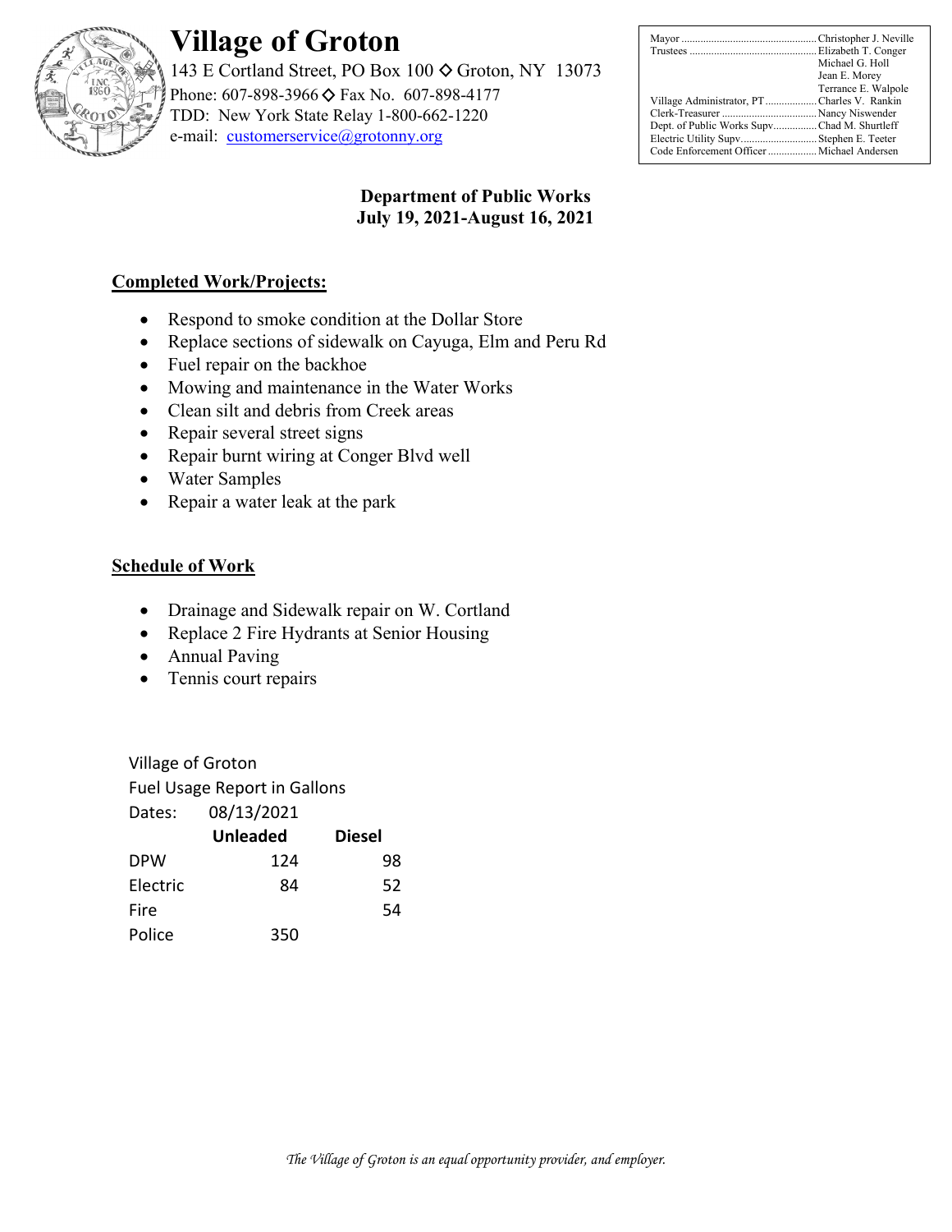# Village of Groton

143 E Cortland Street, PO Box 100 ◇ Groton, NY 13073
Phone: 607-898-3966 ◇ Fax No. 607-898-4177
TDD: New York State Relay 1-800-662-1220
e-mail: customerservice@grotonny.org

| | |
|---|---|
| Mayor | Christopher J. Neville |
| Trustees | Elizabeth T. Conger |
| | Michael G. Holl |
| | Jean E. Morey |
| | Terrance E. Walpole |
| Village Administrator, PT | Charles V. Rankin |
| Clerk-Treasurer | Nancy Niswender |
| Dept. of Public Works Supv | Chad M. Shurtleff |
| Electric Utility Supv | Stephen E. Teeter |
| Code Enforcement Officer | Michael Andersen |

**Department of Public Works**
**July 19, 2021-August 16, 2021**

## Completed Work/Projects:

- Respond to smoke condition at the Dollar Store
- Replace sections of sidewalk on Cayuga, Elm and Peru Rd
- Fuel repair on the backhoe
- Mowing and maintenance in the Water Works
- Clean silt and debris from Creek areas
- Repair several street signs
- Repair burnt wiring at Conger Blvd well
- Water Samples
- Repair a water leak at the park

## Schedule of Work

- Drainage and Sidewalk repair on W. Cortland
- Replace 2 Fire Hydrants at Senior Housing
- Annual Paving
- Tennis court repairs

Village of Groton
Fuel Usage Report in Gallons
Dates: 08/13/2021

| | Unleaded | Diesel |
|---|---|---|
| DPW | 124 | 98 |
| Electric | 84 | 52 |
| Fire | | 54 |
| Police | 350 | |

*The Village of Groton is an equal opportunity provider, and employer.*